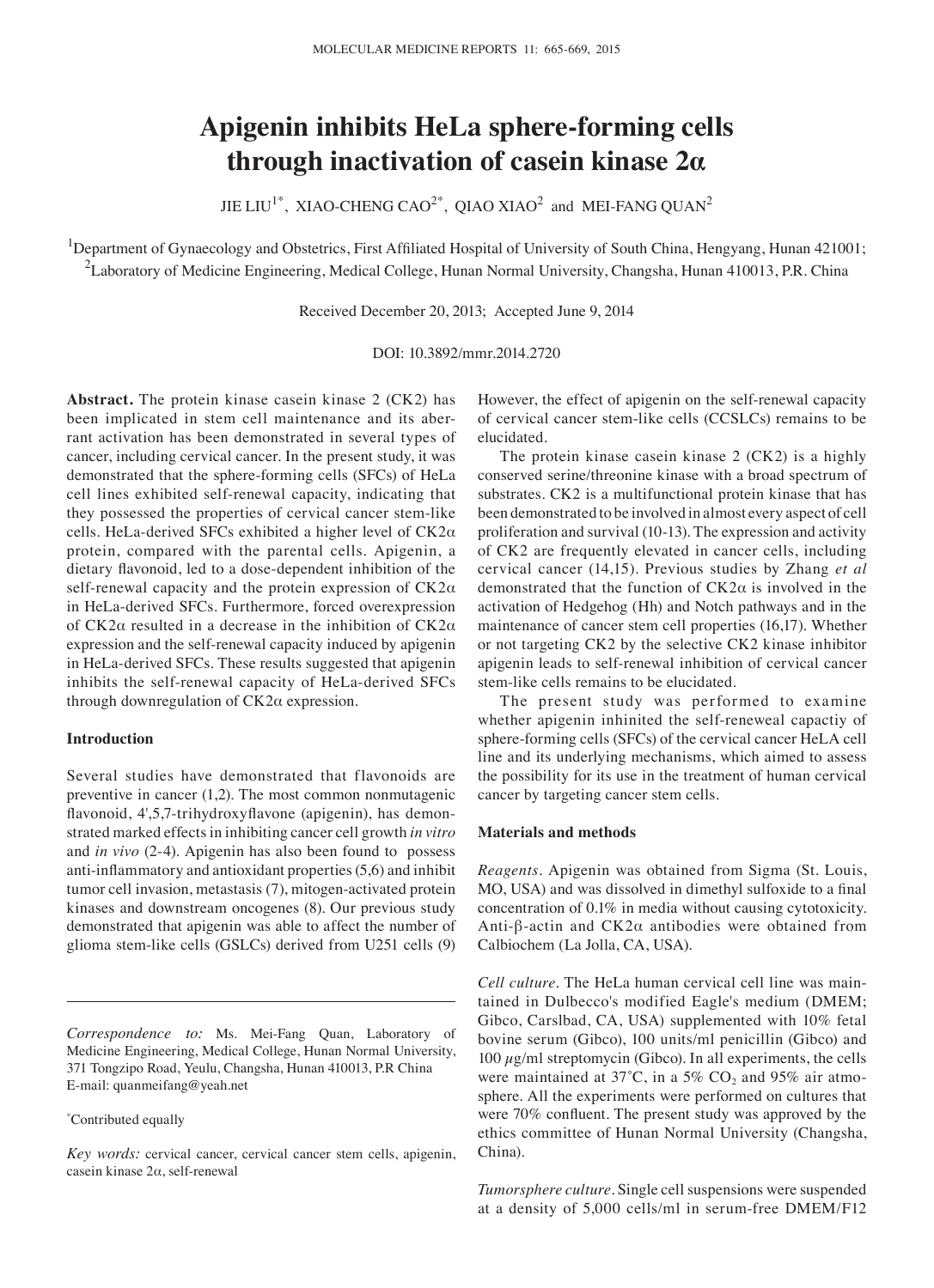# Apigenin inhibits HeLa sphere-forming cells through inactivation of casein kinase 2α

JIE LIU[1*], XIAO-CHENG CAO[2*], QIAO XIAO[2] and MEI-FANG QUAN[2]

[1]Department of Gynaecology and Obstetrics, First Affiliated Hospital of University of South China, Hengyang, Hunan 421001;
[2]Laboratory of Medicine Engineering, Medical College, Hunan Normal University, Changsha, Hunan 410013, P.R. China

Received December 20, 2013; Accepted June 9, 2014

DOI: 10.3892/mmr.2014.2720

**Abstract.** The protein kinase casein kinase 2 (CK2) has been implicated in stem cell maintenance and its aberrant activation has been demonstrated in several types of cancer, including cervical cancer. In the present study, it was demonstrated that the sphere-forming cells (SFCs) of HeLa cell lines exhibited self-renewal capacity, indicating that they possessed the properties of cervical cancer stem-like cells. HeLa-derived SFCs exhibited a higher level of CK2α protein, compared with the parental cells. Apigenin, a dietary flavonoid, led to a dose-dependent inhibition of the self-renewal capacity and the protein expression of CK2α in HeLa-derived SFCs. Furthermore, forced overexpression of CK2α resulted in a decrease in the inhibition of CK2α expression and the self-renewal capacity induced by apigenin in HeLa-derived SFCs. These results suggested that apigenin inhibits the self-renewal capacity of HeLa-derived SFCs through downregulation of CK2α expression.

## Introduction

Several studies have demonstrated that flavonoids are preventive in cancer (1,2). The most common nonmutagenic flavonoid, 4',5,7-trihydroxyflavone (apigenin), has demonstrated marked effects in inhibiting cancer cell growth *in vitro* and *in vivo* (2-4). Apigenin has also been found to possess anti-inflammatory and antioxidant properties (5,6) and inhibit tumor cell invasion, metastasis (7), mitogen-activated protein kinases and downstream oncogenes (8). Our previous study demonstrated that apigenin was able to affect the number of glioma stem-like cells (GSLCs) derived from U251 cells (9) However, the effect of apigenin on the self-renewal capacity of cervical cancer stem-like cells (CCSLCs) remains to be elucidated.

The protein kinase casein kinase 2 (CK2) is a highly conserved serine/threonine kinase with a broad spectrum of substrates. CK2 is a multifunctional protein kinase that has been demonstrated to be involved in almost every aspect of cell proliferation and survival (10-13). The expression and activity of CK2 are frequently elevated in cancer cells, including cervical cancer (14,15). Previous studies by Zhang *et al* demonstrated that the function of CK2α is involved in the activation of Hedgehog (Hh) and Notch pathways and in the maintenance of cancer stem cell properties (16,17). Whether or not targeting CK2 by the selective CK2 kinase inhibitor apigenin leads to self-renewal inhibition of cervical cancer stem-like cells remains to be elucidated.

The present study was performed to examine whether apigenin inhinited the self-reneweal capactiy of sphere-forming cells (SFCs) of the cervical cancer HeLA cell line and its underlying mechanisms, which aimed to assess the possibility for its use in the treatment of human cervical cancer by targeting cancer stem cells.

## Materials and methods

*Reagents.* Apigenin was obtained from Sigma (St. Louis, MO, USA) and was dissolved in dimethyl sulfoxide to a final concentration of 0.1% in media without causing cytotoxicity. Anti-β-actin and CK2α antibodies were obtained from Calbiochem (La Jolla, CA, USA).

*Cell culture.* The HeLa human cervical cell line was maintained in Dulbecco's modified Eagle's medium (DMEM; Gibco, Carslbad, CA, USA) supplemented with 10% fetal bovine serum (Gibco), 100 units/ml penicillin (Gibco) and 100 µg/ml streptomycin (Gibco). In all experiments, the cells were maintained at 37˚C, in a 5% $CO_2$ and 95% air atmosphere. All the experiments were performed on cultures that were 70% confluent. The present study was approved by the ethics committee of Hunan Normal University (Changsha, China).

*Tumorsphere culture.* Single cell suspensions were suspended at a density of 5,000 cells/ml in serum-free DMEM/F12

*Correspondence to:* Ms. Mei-Fang Quan, Laboratory of Medicine Engineering, Medical College, Hunan Normal University, 371 Tongzipo Road, Yeulu, Changsha, Hunan 410013, P.R China
E-mail: quanmeifang@yeah.net

[*]Contributed equally

*Key words:* cervical cancer, cervical cancer stem cells, apigenin, casein kinase 2α, self-renewal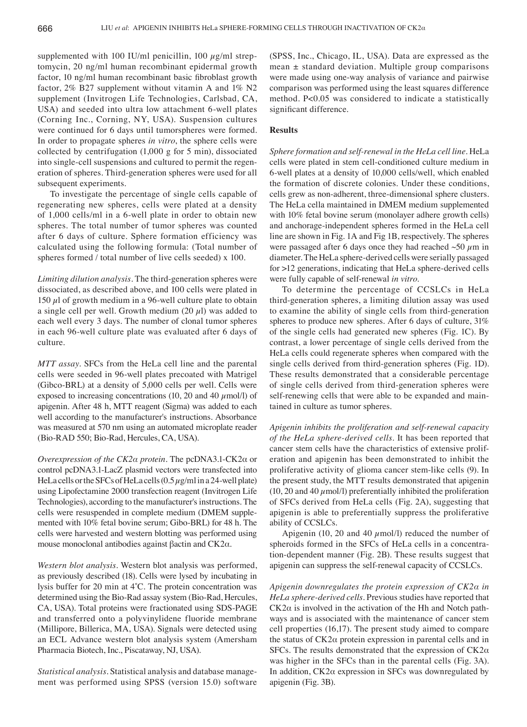supplemented with 100 IU/ml penicillin, 100 µg/ml streptomycin, 20 ng/ml human recombinant epidermal growth factor, 10 ng/ml human recombinant basic fibroblast growth factor, 2% B27 supplement without vitamin A and 1% N2 supplement (Invitrogen Life Technologies, Carlsbad, CA, USA) and seeded into ultra low attachment 6-well plates (Corning Inc., Corning, NY, USA). Suspension cultures were continued for 6 days until tumorspheres were formed. In order to propagate spheres *in vitro*, the sphere cells were collected by centrifugation (1,000 g for 5 min), dissociated into single-cell suspensions and cultured to permit the regeneration of spheres. Third-generation spheres were used for all subsequent experiments.

To investigate the percentage of single cells capable of regenerating new spheres, cells were plated at a density of 1,000 cells/ml in a 6-well plate in order to obtain new spheres. The total number of tumor spheres was counted after 6 days of culture. Sphere formation efficiency was calculated using the following formula: (Total number of spheres formed / total number of live cells seeded) x 100.

*Limiting dilution analysis.* The third-generation spheres were dissociated, as described above, and 100 cells were plated in 150 µl of growth medium in a 96-well culture plate to obtain a single cell per well. Growth medium (20 µl) was added to each well every 3 days. The number of clonal tumor spheres in each 96-well culture plate was evaluated after 6 days of culture.

*MTT assay.* SFCs from the HeLa cell line and the parental cells were seeded in 96-well plates precoated with Matrigel (Gibco-BRL) at a density of 5,000 cells per well. Cells were exposed to increasing concentrations (10, 20 and 40 µmol/l) of apigenin. After 48 h, MTT reagent (Sigma) was added to each well according to the manufacturer's instructions. Absorbance was measured at 570 nm using an automated microplate reader (Bio-RAD 550; Bio-Rad, Hercules, CA, USA).

*Overexpression of the CK2α protein.* The pcDNA3.1-CK2α or control pcDNA3.1-LacZ plasmid vectors were transfected into HeLa cells or the SFCs of HeLa cells (0.5 µg/ml in a 24-well plate) using Lipofectamine 2000 transfection reagent (Invitrogen Life Technologies), according to the manufacturer's instructions. The cells were resuspended in complete medium (DMEM supplemented with 10% fetal bovine serum; Gibo-BRL) for 48 h. The cells were harvested and western blotting was performed using mouse monoclonal antibodies against βactin and CK2α.

*Western blot analysis.* Western blot analysis was performed, as previously described (18). Cells were lysed by incubating in lysis buffer for 20 min at 4˚C. The protein concentration was determined using the Bio-Rad assay system (Bio-Rad, Hercules, CA, USA). Total proteins were fractionated using SDS-PAGE and transferred onto a polyvinylidene fluoride membrane (Millipore, Billerica, MA, USA). Signals were detected using an ECL Advance western blot analysis system (Amersham Pharmacia Biotech, Inc., Piscataway, NJ, USA).

*Statistical analysis.* Statistical analysis and database management was performed using SPSS (version 15.0) software (SPSS, Inc., Chicago, IL, USA). Data are expressed as the mean ± standard deviation. Multiple group comparisons were made using one-way analysis of variance and pairwise comparison was performed using the least squares difference method. $P<0.05$ was considered to indicate a statistically significant difference.

## Results

*Sphere formation and self-renewal in the HeLa cell line.* HeLa cells were plated in stem cell-conditioned culture medium in 6-well plates at a density of 10,000 cells/well, which enabled the formation of discrete colonies. Under these conditions, cells grew as non-adherent, three-dimensional sphere clusters. The HeLa cella maintained in DMEM medium supplemented with 10% fetal bovine serum (monolayer adhere growth cells) and anchorage-independent spheres formed in the HeLa cell line are shown in Fig. 1A and Fig 1B, respectively. The spheres were passaged after 6 days once they had reached ~50 µm in diameter. The HeLa sphere-derived cells were serially passaged for >12 generations, indicating that HeLa sphere-derived cells were fully capable of self-renewal *in vitro*.

To determine the percentage of CCSLCs in HeLa third-generation spheres, a limiting dilution assay was used to examine the ability of single cells from third-generation spheres to produce new spheres. After 6 days of culture, 31% of the single cells had generated new spheres (Fig. 1C). By contrast, a lower percentage of single cells derived from the HeLa cells could regenerate spheres when compared with the single cells derived from third-generation spheres (Fig. 1D). These results demonstrated that a considerable percentage of single cells derived from third-generation spheres were self-renewing cells that were able to be expanded and maintained in culture as tumor spheres.

*Apigenin inhibits the proliferation and self-renewal capacity of the HeLa sphere-derived cells.* It has been reported that cancer stem cells have the characteristics of extensive proliferation and apigenin has been demonstrated to inhibit the proliferative activity of glioma cancer stem-like cells (9). In the present study, the MTT results demonstrated that apigenin (10, 20 and 40 µmol/l) preferentially inhibited the proliferation of SFCs derived from HeLa cells (Fig. 2A), suggesting that apigenin is able to preferentially suppress the proliferative ability of CCSLCs.

Apigenin (10, 20 and 40 µmol/l) reduced the number of spheroids formed in the SFCs of HeLa cells in a concentration-dependent manner (Fig. 2B). These results suggest that apigenin can suppress the self-renewal capacity of CCSLCs.

*Apigenin downregulates the protein expression of CK2α in HeLa sphere-derived cells.* Previous studies have reported that CK2α is involved in the activation of the Hh and Notch pathways and is associated with the maintenance of cancer stem cell properties (16,17). The present study aimed to compare the status of CK2α protein expression in parental cells and in SFCs. The results demonstrated that the expression of CK2α was higher in the SFCs than in the parental cells (Fig. 3A). In addition, CK2α expression in SFCs was downregulated by apigenin (Fig. 3B).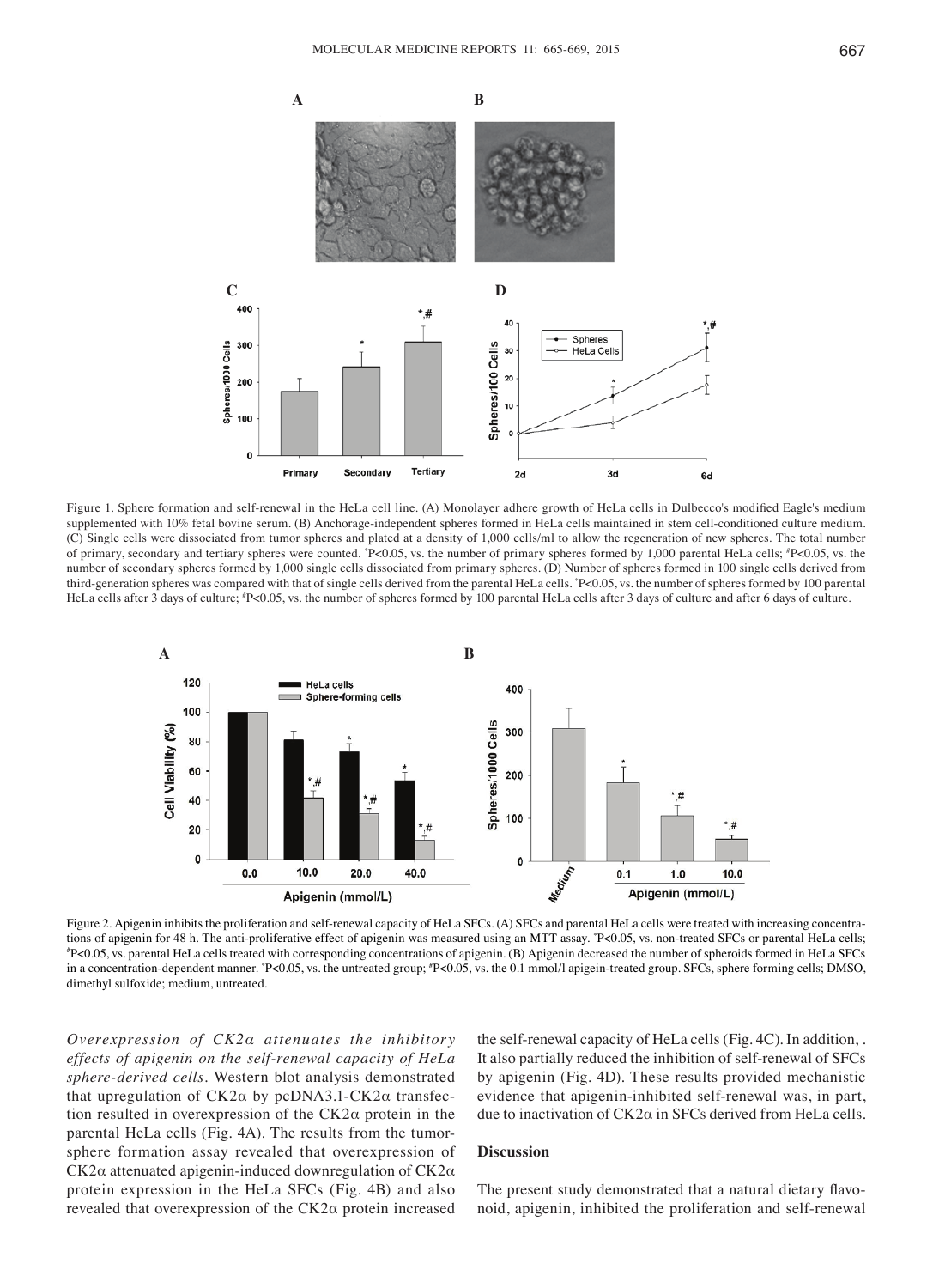Figure 1. Sphere formation and self-renewal in the HeLa cell line. (A) Monolayer adhere growth of HeLa cells in Dulbecco's modified Eagle's medium supplemented with 10% fetal bovine serum. (B) Anchorage-independent spheres formed in HeLa cells maintained in stem cell-conditioned culture medium. (C) Single cells were dissociated from tumor spheres and plated at a density of 1,000 cells/ml to allow the regeneration of new spheres. The total number of primary, secondary and tertiary spheres were counted. *P<0.05, vs. the number of primary spheres formed by 1,000 parental HeLa cells; #P<0.05, vs. the number of secondary spheres formed by 1,000 single cells dissociated from primary spheres. (D) Number of spheres formed in 100 single cells derived from third-generation spheres was compared with that of single cells derived from the parental HeLa cells. *P<0.05, vs. the number of spheres formed by 100 parental HeLa cells after 3 days of culture; #P<0.05, vs. the number of spheres formed by 100 parental HeLa cells after 3 days of culture and after 6 days of culture.

Figure 2. Apigenin inhibits the proliferation and self-renewal capacity of HeLa SFCs. (A) SFCs and parental HeLa cells were treated with increasing concentrations of apigenin for 48 h. The anti-proliferative effect of apigenin was measured using an MTT assay. *P<0.05, vs. non-treated SFCs or parental HeLa cells; #P<0.05, vs. parental HeLa cells treated with corresponding concentrations of apigenin. (B) Apigenin decreased the number of spheroids formed in HeLa SFCs in a concentration-dependent manner. *P<0.05, vs. the untreated group; #P<0.05, vs. the 0.1 mmol/l apigenin-treated group. SFCs, sphere forming cells; DMSO, dimethyl sulfoxide; medium, untreated.

*Overexpression of CK2α attenuates the inhibitory effects of apigenin on the self-renewal capacity of HeLa sphere-derived cells.* Western blot analysis demonstrated that upregulation of CK2α by pcDNA3.1-CK2α transfection resulted in overexpression of the CK2α protein in the parental HeLa cells (Fig. 4A). The results from the tumor-sphere formation assay revealed that overexpression of CK2α attenuated apigenin-induced downregulation of CK2α protein expression in the HeLa SFCs (Fig. 4B) and also revealed that overexpression of the CK2α protein increased the self-renewal capacity of HeLa cells (Fig. 4C). In addition, . It also partially reduced the inhibition of self-renewal of SFCs by apigenin (Fig. 4D). These results provided mechanistic evidence that apigenin-inhibited self-renewal was, in part, due to inactivation of CK2α in SFCs derived from HeLa cells.

## Discussion

The present study demonstrated that a natural dietary flavonoid, apigenin, inhibited the proliferation and self-renewal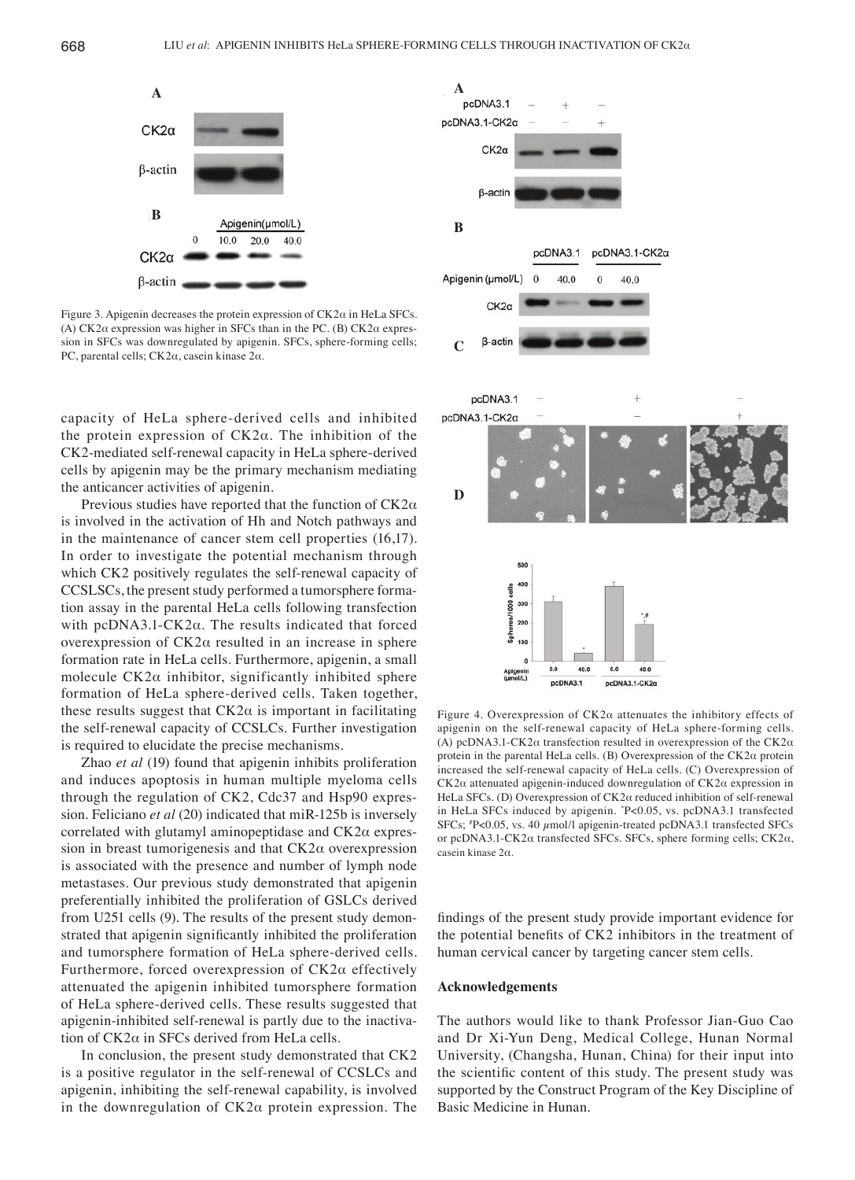Figure 3. Apigenin decreases the protein expression of CK2α in HeLa SFCs. (A) CK2α expression was higher in SFCs than in the PC. (B) CK2α expression in SFCs was downregulated by apigenin. SFCs, sphere-forming cells; PC, parental cells; CK2α, casein kinase 2α.

capacity of HeLa sphere-derived cells and inhibited the protein expression of CK2α. The inhibition of the CK2-mediated self-renewal capacity in HeLa sphere-derived cells by apigenin may be the primary mechanism mediating the anticancer activities of apigenin.

Previous studies have reported that the function of CK2α is involved in the activation of Hh and Notch pathways and in the maintenance of cancer stem cell properties (16,17). In order to investigate the potential mechanism through which CK2 positively regulates the self-renewal capacity of CCSLSCs, the present study performed a tumorsphere formation assay in the parental HeLa cells following transfection with pcDNA3.1-CK2α. The results indicated that forced overexpression of CK2α resulted in an increase in sphere formation rate in HeLa cells. Furthermore, apigenin, a small molecule CK2α inhibitor, significantly inhibited sphere formation of HeLa sphere-derived cells. Taken together, these results suggest that CK2α is important in facilitating the self-renewal capacity of CCSLCs. Further investigation is required to elucidate the precise mechanisms.

Zhao *et al* (19) found that apigenin inhibits proliferation and induces apoptosis in human multiple myeloma cells through the regulation of CK2, Cdc37 and Hsp90 expression. Feliciano *et al* (20) indicated that miR-125b is inversely correlated with glutamyl aminopeptidase and CK2α expression in breast tumorigenesis and that CK2α overexpression is associated with the presence and number of lymph node metastases. Our previous study demonstrated that apigenin preferentially inhibited the proliferation of GSLCs derived from U251 cells (9). The results of the present study demonstrated that apigenin significantly inhibited the proliferation and tumorsphere formation of HeLa sphere-derived cells. Furthermore, forced overexpression of CK2α effectively attenuated the apigenin inhibited tumorsphere formation of HeLa sphere-derived cells. These results suggested that apigenin-inhibited self-renewal is partly due to the inactivation of CK2α in SFCs derived from HeLa cells.

In conclusion, the present study demonstrated that CK2 is a positive regulator in the self-renewal of CCSLCs and apigenin, inhibiting the self-renewal capability, is involved in the downregulation of CK2α protein expression. The findings of the present study provide important evidence for the potential benefits of CK2 inhibitors in the treatment of human cervical cancer by targeting cancer stem cells.

Figure 4. Overexpression of CK2α attenuates the inhibitory effects of apigenin on the self-renewal capacity of HeLa sphere-forming cells. (A) pcDNA3.1-CK2α transfection resulted in overexpression of the CK2α protein in the parental HeLa cells. (B) Overexpression of the CK2α protein increased the self-renewal capacity of HeLa cells. (C) Overexpression of CK2α attenuated apigenin-induced downregulation of CK2α expression in HeLa SFCs. (D) Overexpression of CK2α reduced inhibition of self-renewal in HeLa SFCs induced by apigenin. *P<0.05, vs. pcDNA3.1 transfected SFCs; #P<0.05, vs. 40 μmol/l apigenin-treated pcDNA3.1 transfected SFCs or pcDNA3.1-CK2α transfected SFCs. SFCs, sphere forming cells; CK2α, casein kinase 2α.

## Acknowledgements

The authors would like to thank Professor Jian-Guo Cao and Dr Xi-Yun Deng, Medical College, Hunan Normal University, (Changsha, Hunan, China) for their input into the scientific content of this study. The present study was supported by the Construct Program of the Key Discipline of Basic Medicine in Hunan.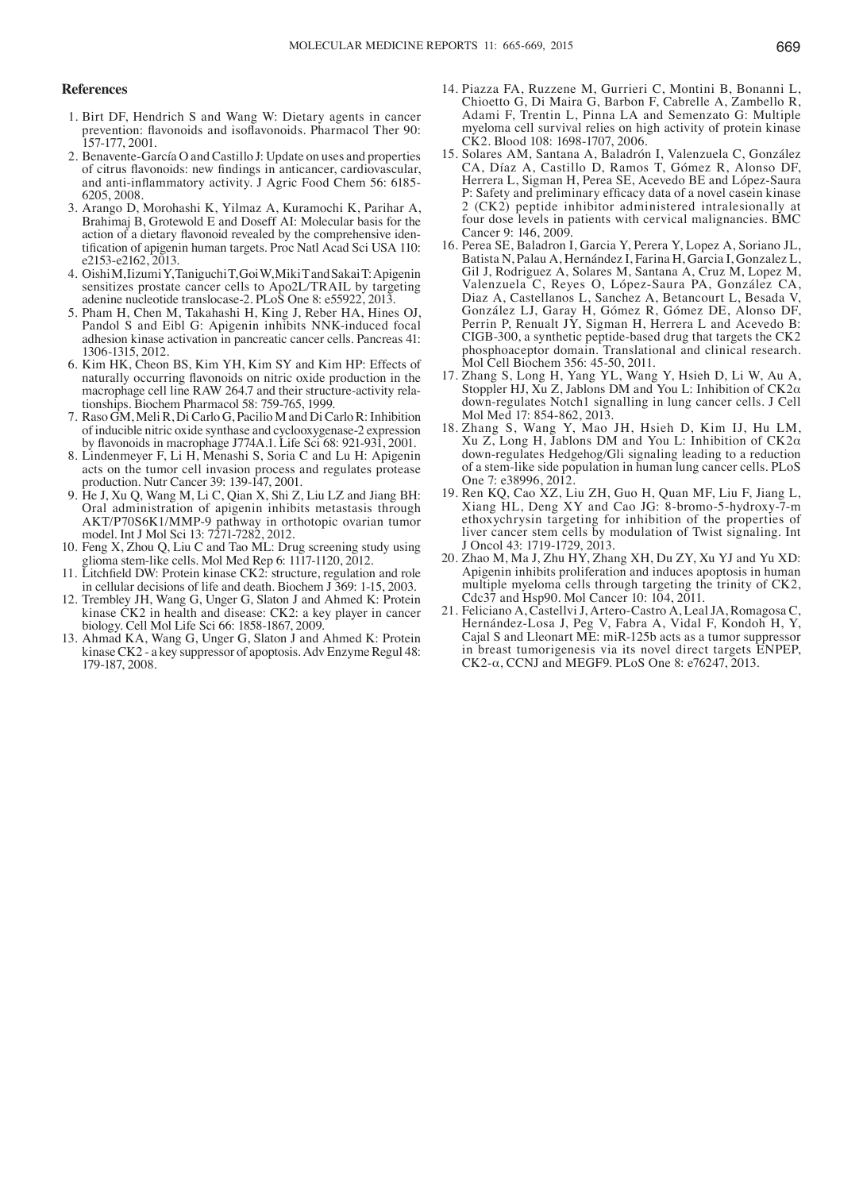## References

1. Birt DF, Hendrich S and Wang W: Dietary agents in cancer prevention: flavonoids and isoflavonoids. Pharmacol Ther 90: 157-177, 2001.
2. Benavente-García O and Castillo J: Update on uses and properties of citrus flavonoids: new findings in anticancer, cardiovascular, and anti-inflammatory activity. J Agric Food Chem 56: 6185-6205, 2008.
3. Arango D, Morohashi K, Yilmaz A, Kuramochi K, Parihar A, Brahimaj B, Grotewold E and Doseff AI: Molecular basis for the action of a dietary flavonoid revealed by the comprehensive identification of apigenin human targets. Proc Natl Acad Sci USA 110: e2153-e2162, 2013.
4. Oishi M, Iizumi Y, Taniguchi T, Goi W, Miki T and Sakai T: Apigenin sensitizes prostate cancer cells to Apo2L/TRAIL by targeting adenine nucleotide translocase-2. PLoS One 8: e55922, 2013.
5. Pham H, Chen M, Takahashi H, King J, Reber HA, Hines OJ, Pandol S and Eibl G: Apigenin inhibits NNK-induced focal adhesion kinase activation in pancreatic cancer cells. Pancreas 41: 1306-1315, 2012.
6. Kim HK, Cheon BS, Kim YH, Kim SY and Kim HP: Effects of naturally occurring flavonoids on nitric oxide production in the macrophage cell line RAW 264.7 and their structure-activity relationships. Biochem Pharmacol 58: 759-765, 1999.
7. Raso GM, Meli R, Di Carlo G, Pacilio M and Di Carlo R: Inhibition of inducible nitric oxide synthase and cyclooxygenase-2 expression by flavonoids in macrophage J774A.1. Life Sci 68: 921-931, 2001.
8. Lindenmeyer F, Li H, Menashi S, Soria C and Lu H: Apigenin acts on the tumor cell invasion process and regulates protease production. Nutr Cancer 39: 139-147, 2001.
9. He J, Xu Q, Wang M, Li C, Qian X, Shi Z, Liu LZ and Jiang BH: Oral administration of apigenin inhibits metastasis through AKT/P70S6K1/MMP-9 pathway in orthotopic ovarian tumor model. Int J Mol Sci 13: 7271-7282, 2012.
10. Feng X, Zhou Q, Liu C and Tao ML: Drug screening study using glioma stem-like cells. Mol Med Rep 6: 1117-1120, 2012.
11. Litchfield DW: Protein kinase CK2: structure, regulation and role in cellular decisions of life and death. Biochem J 369: 1-15, 2003.
12. Trembley JH, Wang G, Unger G, Slaton J and Ahmed K: Protein kinase CK2 in health and disease: CK2: a key player in cancer biology. Cell Mol Life Sci 66: 1858-1867, 2009.
13. Ahmad KA, Wang G, Unger G, Slaton J and Ahmed K: Protein kinase CK2 - a key suppressor of apoptosis. Adv Enzyme Regul 48: 179-187, 2008.
14. Piazza FA, Ruzzene M, Gurrieri C, Montini B, Bonanni L, Chioetto G, Di Maira G, Barbon F, Cabrelle A, Zambello R, Adami F, Trentin L, Pinna LA and Semenzato G: Multiple myeloma cell survival relies on high activity of protein kinase CK2. Blood 108: 1698-1707, 2006.
15. Solares AM, Santana A, Baladrón I, Valenzuela C, González CA, Díaz A, Castillo D, Ramos T, Gómez R, Alonso DF, Herrera L, Sigman H, Perea SE, Acevedo BE and López-Saura P: Safety and preliminary efficacy data of a novel casein kinase 2 (CK2) peptide inhibitor administered intralesionally at four dose levels in patients with cervical malignancies. BMC Cancer 9: 146, 2009.
16. Perea SE, Baladron I, Garcia Y, Perera Y, Lopez A, Soriano JL, Batista N, Palau A, Hernández I, Farina H, Garcia I, Gonzalez L, Gil J, Rodriguez A, Solares M, Santana A, Cruz M, Lopez M, Valenzuela C, Reyes O, López-Saura PA, González CA, Diaz A, Castellanos L, Sanchez A, Betancourt L, Besada V, González LJ, Garay H, Gómez R, Gómez DE, Alonso DF, Perrin P, Renualt JY, Sigman H, Herrera L and Acevedo B: CIGB-300, a synthetic peptide-based drug that targets the CK2 phosphoaceptor domain. Translational and clinical research. Mol Cell Biochem 356: 45-50, 2011.
17. Zhang S, Long H, Yang YL, Wang Y, Hsieh D, Li W, Au A, Stoppler HJ, Xu Z, Jablons DM and You L: Inhibition of CK2α down-regulates Notch1 signalling in lung cancer cells. J Cell Mol Med 17: 854-862, 2013.
18. Zhang S, Wang Y, Mao JH, Hsieh D, Kim IJ, Hu LM, Xu Z, Long H, Jablons DM and You L: Inhibition of CK2α down-regulates Hedgehog/Gli signaling leading to a reduction of a stem-like side population in human lung cancer cells. PLoS One 7: e38996, 2012.
19. Ren KQ, Cao XZ, Liu ZH, Guo H, Quan MF, Liu F, Jiang L, Xiang HL, Deng XY and Cao JG: 8-bromo-5-hydroxy-7-methoxychrysin targeting for inhibition of the properties of liver cancer stem cells by modulation of Twist signaling. Int J Oncol 43: 1719-1729, 2013.
20. Zhao M, Ma J, Zhu HY, Zhang XH, Du ZY, Xu YJ and Yu XD: Apigenin inhibits proliferation and induces apoptosis in human multiple myeloma cells through targeting the trinity of CK2, Cdc37 and Hsp90. Mol Cancer 10: 104, 2011.
21. Feliciano A, Castellvi J, Artero-Castro A, Leal JA, Romagosa C, Hernández-Losa J, Peg V, Fabra A, Vidal F, Kondoh H, Y, Cajal S and Lleonart ME: miR-125b acts as a tumor suppressor in breast tumorigenesis via its novel direct targets ENPEP, CK2-α, CCNJ and MEGF9. PLoS One 8: e76247, 2013.